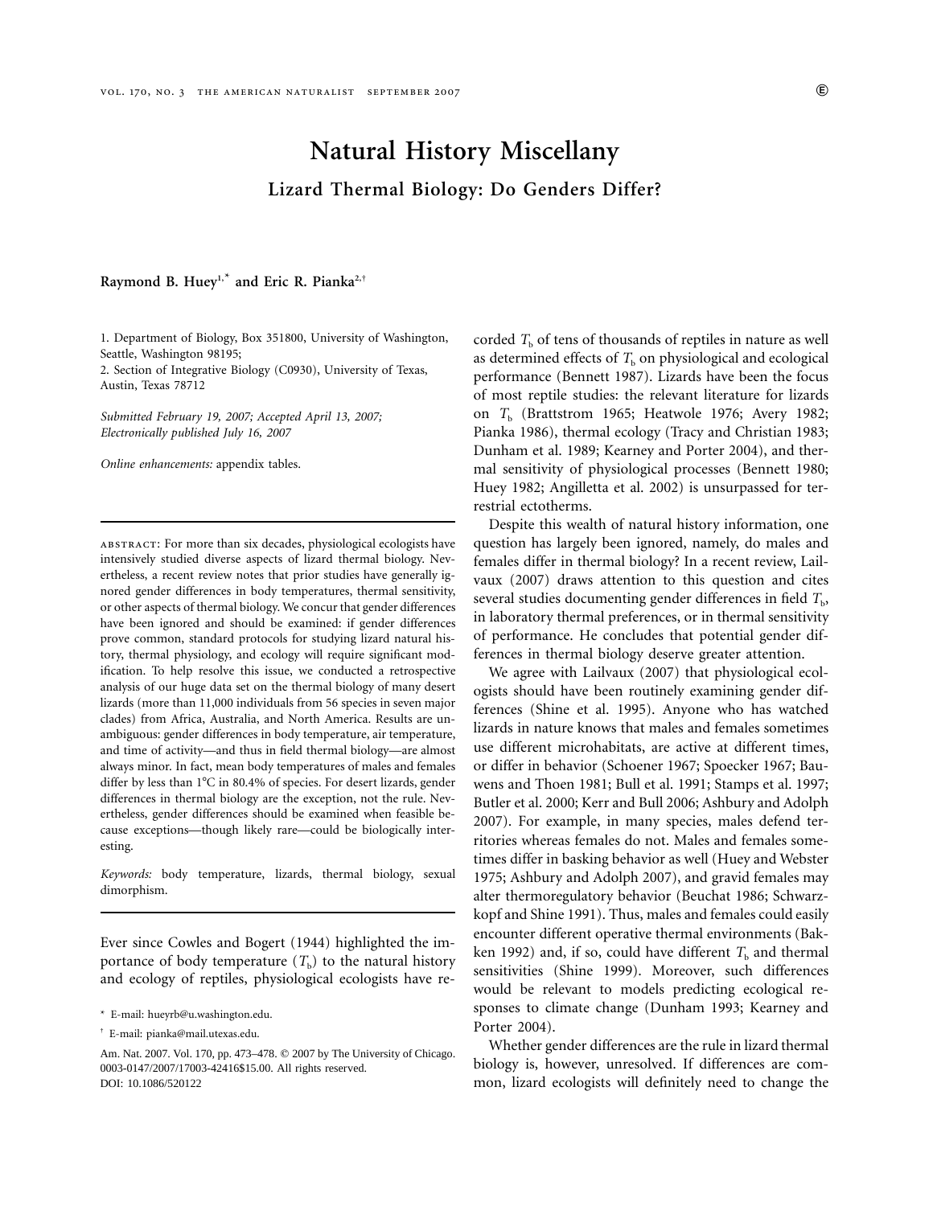# Natural History Miscellany

## Lizard Thermal Biology: Do Genders Differ?

**Raymond B. Huey[1,*] and Eric R. Pianka[2,†]**

1. Department of Biology, Box 351800, University of Washington, Seattle, Washington 98195;
2. Section of Integrative Biology (C0930), University of Texas, Austin, Texas 78712

*Submitted February 19, 2007; Accepted April 13, 2007; Electronically published July 16, 2007*

*Online enhancements:* appendix tables.

---

ABSTRACT: For more than six decades, physiological ecologists have intensively studied diverse aspects of lizard thermal biology. Nevertheless, a recent review notes that prior studies have generally ignored gender differences in body temperatures, thermal sensitivity, or other aspects of thermal biology. We concur that gender differences have been ignored and should be examined: if gender differences prove common, standard protocols for studying lizard natural history, thermal physiology, and ecology will require significant modification. To help resolve this issue, we conducted a retrospective analysis of our huge data set on the thermal biology of many desert lizards (more than 11,000 individuals from 56 species in seven major clades) from Africa, Australia, and North America. Results are unambiguous: gender differences in body temperature, air temperature, and time of activity—and thus in field thermal biology—are almost always minor. In fact, mean body temperatures of males and females differ by less than 1°C in 80.4% of species. For desert lizards, gender differences in thermal biology are the exception, not the rule. Nevertheless, gender differences should be examined when feasible because exceptions—though likely rare—could be biologically interesting.

*Keywords:* body temperature, lizards, thermal biology, sexual dimorphism.

---

Ever since Cowles and Bogert (1944) highlighted the importance of body temperature ($T_b$) to the natural history and ecology of reptiles, physiological ecologists have recorded $T_b$ of tens of thousands of reptiles in nature as well as determined effects of $T_b$ on physiological and ecological performance (Bennett 1987). Lizards have been the focus of most reptile studies: the relevant literature for lizards on $T_b$ (Brattstrom 1965; Heatwole 1976; Avery 1982; Pianka 1986), thermal ecology (Tracy and Christian 1983; Dunham et al. 1989; Kearney and Porter 2004), and thermal sensitivity of physiological processes (Bennett 1980; Huey 1982; Angilletta et al. 2002) is unsurpassed for terrestrial ectotherms.

Despite this wealth of natural history information, one question has largely been ignored, namely, do males and females differ in thermal biology? In a recent review, Lailvaux (2007) draws attention to this question and cites several studies documenting gender differences in field $T_b$, in laboratory thermal preferences, or in thermal sensitivity of performance. He concludes that potential gender differences in thermal biology deserve greater attention.

We agree with Lailvaux (2007) that physiological ecologists should have been routinely examining gender differences (Shine et al. 1995). Anyone who has watched lizards in nature knows that males and females sometimes use different microhabitats, are active at different times, or differ in behavior (Schoener 1967; Spoecker 1967; Bauwens and Thoen 1981; Bull et al. 1991; Stamps et al. 1997; Butler et al. 2000; Kerr and Bull 2006; Ashbury and Adolph 2007). For example, in many species, males defend territories whereas females do not. Males and females sometimes differ in basking behavior as well (Huey and Webster 1975; Ashbury and Adolph 2007), and gravid females may alter thermoregulatory behavior (Beuchat 1986; Schwarzkopf and Shine 1991). Thus, males and females could easily encounter different operative thermal environments (Bakken 1992) and, if so, could have different $T_b$ and thermal sensitivities (Shine 1999). Moreover, such differences would be relevant to models predicting ecological responses to climate change (Dunham 1993; Kearney and Porter 2004).

Whether gender differences are the rule in lizard thermal biology is, however, unresolved. If differences are common, lizard ecologists will definitely need to change the

---

* E-mail: hueyrb@u.washington.edu.

† E-mail: pianka@mail.utexas.edu.

Am. Nat. 2007. Vol. 170, pp. 473–478. © 2007 by The University of Chicago. 0003-0147/2007/17003-42416$15.00. All rights reserved.
DOI: 10.1086/520122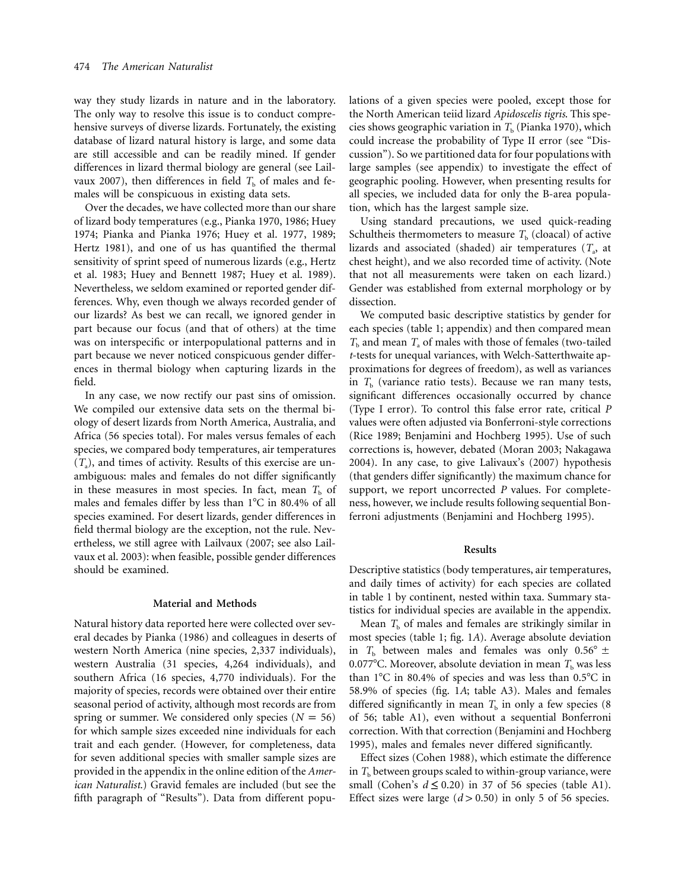way they study lizards in nature and in the laboratory. The only way to resolve this issue is to conduct comprehensive surveys of diverse lizards. Fortunately, the existing database of lizard natural history is large, and some data are still accessible and can be readily mined. If gender differences in lizard thermal biology are general (see Lailvaux 2007), then differences in field $T_b$ of males and females will be conspicuous in existing data sets.

Over the decades, we have collected more than our share of lizard body temperatures (e.g., Pianka 1970, 1986; Huey 1974; Pianka and Pianka 1976; Huey et al. 1977, 1989; Hertz 1981), and one of us has quantified the thermal sensitivity of sprint speed of numerous lizards (e.g., Hertz et al. 1983; Huey and Bennett 1987; Huey et al. 1989). Nevertheless, we seldom examined or reported gender differences. Why, even though we always recorded gender of our lizards? As best we can recall, we ignored gender in part because our focus (and that of others) at the time was on interspecific or interpopulational patterns and in part because we never noticed conspicuous gender differences in thermal biology when capturing lizards in the field.

In any case, we now rectify our past sins of omission. We compiled our extensive data sets on the thermal biology of desert lizards from North America, Australia, and Africa (56 species total). For males versus females of each species, we compared body temperatures, air temperatures ($T_a$), and times of activity. Results of this exercise are unambiguous: males and females do not differ significantly in these measures in most species. In fact, mean $T_b$ of males and females differ by less than 1°C in 80.4% of all species examined. For desert lizards, gender differences in field thermal biology are the exception, not the rule. Nevertheless, we still agree with Lailvaux (2007; see also Lailvaux et al. 2003): when feasible, possible gender differences should be examined.

## Material and Methods

Natural history data reported here were collected over several decades by Pianka (1986) and colleagues in deserts of western North America (nine species, 2,337 individuals), western Australia (31 species, 4,264 individuals), and southern Africa (16 species, 4,770 individuals). For the majority of species, records were obtained over their entire seasonal period of activity, although most records are from spring or summer. We considered only species ($N = 56$) for which sample sizes exceeded nine individuals for each trait and each gender. (However, for completeness, data for seven additional species with smaller sample sizes are provided in the appendix in the online edition of the *American Naturalist*.) Gravid females are included (but see the fifth paragraph of "Results"). Data from different populations of a given species were pooled, except those for the North American teiid lizard *Apidoscelis tigris*. This species shows geographic variation in $T_b$ (Pianka 1970), which could increase the probability of Type II error (see "Discussion"). So we partitioned data for four populations with large samples (see appendix) to investigate the effect of geographic pooling. However, when presenting results for all species, we included data for only the B-area population, which has the largest sample size.

Using standard precautions, we used quick-reading Schultheis thermometers to measure $T_b$ (cloacal) of active lizards and associated (shaded) air temperatures ($T_a$, at chest height), and we also recorded time of activity. (Note that not all measurements were taken on each lizard.) Gender was established from external morphology or by dissection.

We computed basic descriptive statistics by gender for each species (table 1; appendix) and then compared mean $T_b$ and mean $T_a$ of males with those of females (two-tailed *t*-tests for unequal variances, with Welch-Satterthwaite approximations for degrees of freedom), as well as variances in $T_b$ (variance ratio tests). Because we ran many tests, significant differences occasionally occurred by chance (Type I error). To control this false error rate, critical *P* values were often adjusted via Bonferroni-style corrections (Rice 1989; Benjamini and Hochberg 1995). Use of such corrections is, however, debated (Moran 2003; Nakagawa 2004). In any case, to give Lalivaux's (2007) hypothesis (that genders differ significantly) the maximum chance for support, we report uncorrected *P* values. For completeness, however, we include results following sequential Bonferroni adjustments (Benjamini and Hochberg 1995).

## Results

Descriptive statistics (body temperatures, air temperatures, and daily times of activity) for each species are collated in table 1 by continent, nested within taxa. Summary statistics for individual species are available in the appendix.

Mean $T_b$ of males and females are strikingly similar in most species (table 1; fig. 1*A*). Average absolute deviation in $T_b$ between males and females was only 0.56° ± 0.077°C. Moreover, absolute deviation in mean $T_b$ was less than 1°C in 80.4% of species and was less than 0.5°C in 58.9% of species (fig. 1*A*; table A3). Males and females differed significantly in mean $T_b$ in only a few species (8 of 56; table A1), even without a sequential Bonferroni correction. With that correction (Benjamini and Hochberg 1995), males and females never differed significantly.

Effect sizes (Cohen 1988), which estimate the difference in $T_b$ between groups scaled to within-group variance, were small (Cohen's $d \leq 0.20$) in 37 of 56 species (table A1). Effect sizes were large ($d > 0.50$) in only 5 of 56 species.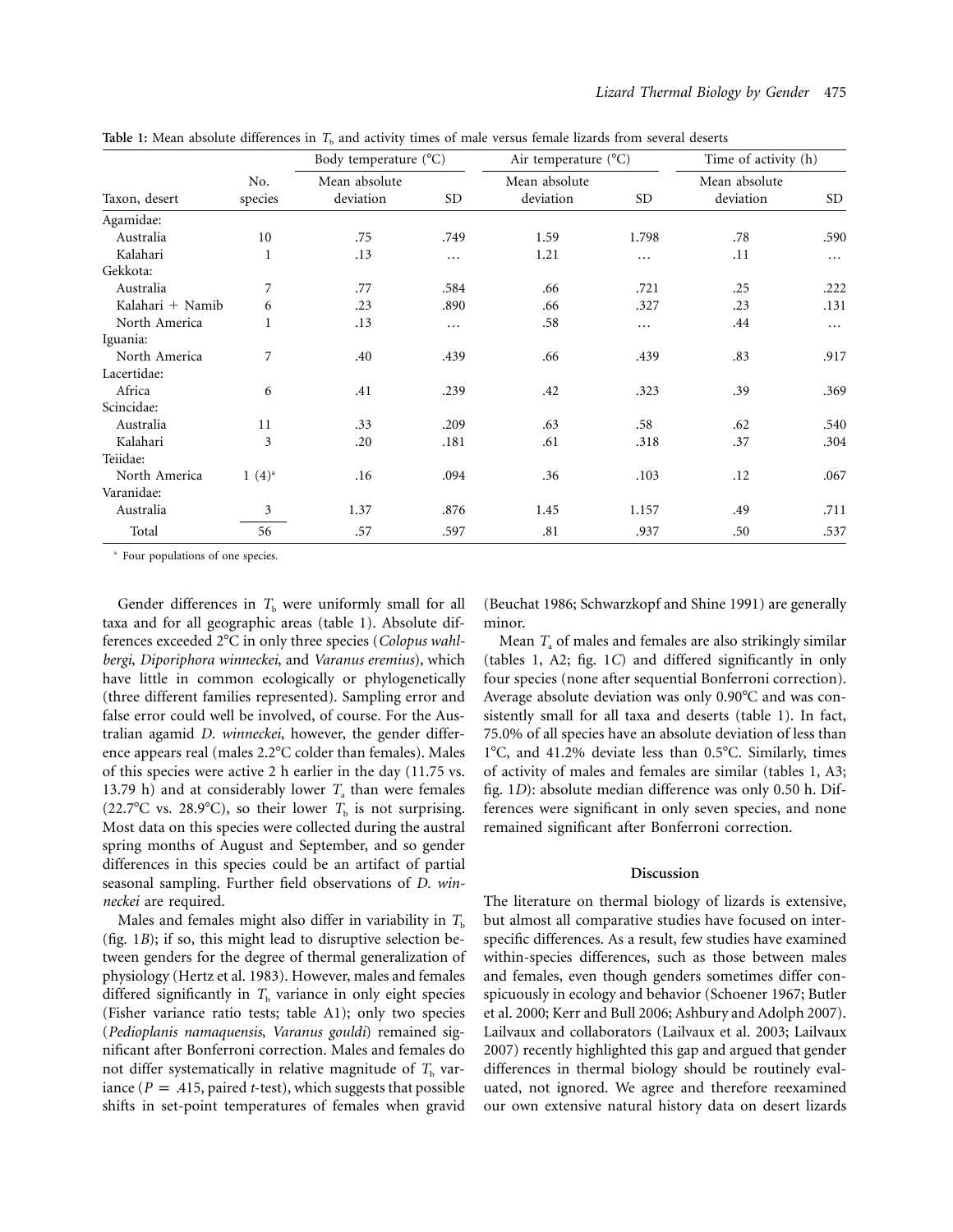**Table 1:** Mean absolute differences in $T_b$ and activity times of male versus female lizards from several deserts

| Taxon, desert | No. species | Body temperature (°C) | | Air temperature (°C) | | Time of activity (h) | |
|---|---|---|---|---|---|---|---|
| | | Mean absolute deviation | SD | Mean absolute deviation | SD | Mean absolute deviation | SD |
| Agamidae: | | | | | | | |
| Australia | 10 | .75 | .749 | 1.59 | 1.798 | .78 | .590 |
| Kalahari | 1 | .13 | ... | 1.21 | ... | .11 | ... |
| Gekkota: | | | | | | | |
| Australia | 7 | .77 | .584 | .66 | .721 | .25 | .222 |
| Kalahari + Namib | 6 | .23 | .890 | .66 | .327 | .23 | .131 |
| North America | 1 | .13 | ... | .58 | ... | .44 | ... |
| Iguania: | | | | | | | |
| North America | 7 | .40 | .439 | .66 | .439 | .83 | .917 |
| Lacertidae: | | | | | | | |
| Africa | 6 | .41 | .239 | .42 | .323 | .39 | .369 |
| Scincidae: | | | | | | | |
| Australia | 11 | .33 | .209 | .63 | .58 | .62 | .540 |
| Kalahari | 3 | .20 | .181 | .61 | .318 | .37 | .304 |
| Teiidae: | | | | | | | |
| North America | 1 (4)[a] | .16 | .094 | .36 | .103 | .12 | .067 |
| Varanidae: | | | | | | | |
| Australia | 3 | 1.37 | .876 | 1.45 | 1.157 | .49 | .711 |
| Total | 56 | .57 | .597 | .81 | .937 | .50 | .537 |

[a] Four populations of one species.

Gender differences in $T_b$ were uniformly small for all taxa and for all geographic areas (table 1). Absolute differences exceeded 2°C in only three species (*Colopus wahlbergi*, *Diporiphora winneckei*, and *Varanus eremius*), which have little in common ecologically or phylogenetically (three different families represented). Sampling error and false error could well be involved, of course. For the Australian agamid *D. winneckei*, however, the gender difference appears real (males 2.2°C colder than females). Males of this species were active 2 h earlier in the day (11.75 vs. 13.79 h) and at considerably lower $T_a$ than were females (22.7°C vs. 28.9°C), so their lower $T_b$ is not surprising. Most data on this species were collected during the austral spring months of August and September, and so gender differences in this species could be an artifact of partial seasonal sampling. Further field observations of *D. winneckei* are required.

Males and females might also differ in variability in $T_b$ (fig. 1*B*); if so, this might lead to disruptive selection between genders for the degree of thermal generalization of physiology (Hertz et al. 1983). However, males and females differed significantly in $T_b$ variance in only eight species (Fisher variance ratio tests; table A1); only two species (*Pedioplanis namaquensis*, *Varanus gouldi*) remained significant after Bonferroni correction. Males and females do not differ systematically in relative magnitude of $T_b$ variance ($P = .415$, paired *t*-test), which suggests that possible shifts in set-point temperatures of females when gravid (Beuchat 1986; Schwarzkopf and Shine 1991) are generally minor.

Mean $T_a$ of males and females are also strikingly similar (tables 1, A2; fig. 1*C*) and differed significantly in only four species (none after sequential Bonferroni correction). Average absolute deviation was only 0.90°C and was consistently small for all taxa and deserts (table 1). In fact, 75.0% of all species have an absolute deviation of less than 1°C, and 41.2% deviate less than 0.5°C. Similarly, times of activity of males and females are similar (tables 1, A3; fig. 1*D*): absolute median difference was only 0.50 h. Differences were significant in only seven species, and none remained significant after Bonferroni correction.

## Discussion

The literature on thermal biology of lizards is extensive, but almost all comparative studies have focused on interspecific differences. As a result, few studies have examined within-species differences, such as those between males and females, even though genders sometimes differ conspicuously in ecology and behavior (Schoener 1967; Butler et al. 2000; Kerr and Bull 2006; Ashbury and Adolph 2007). Lailvaux and collaborators (Lailvaux et al. 2003; Lailvaux 2007) recently highlighted this gap and argued that gender differences in thermal biology should be routinely evaluated, not ignored. We agree and therefore reexamined our own extensive natural history data on desert lizards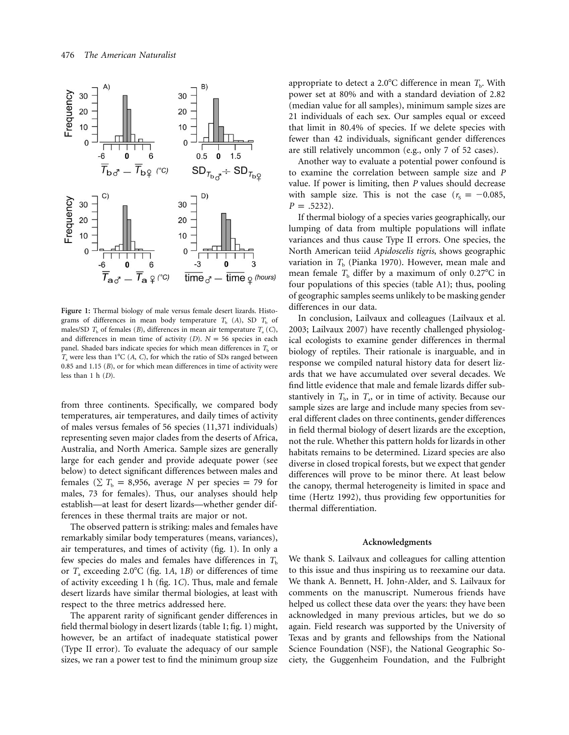**Figure 1:** Thermal biology of male versus female desert lizards. Histograms of differences in mean body temperature $T_b$ (*A*), SD $T_b$ of males/SD $T_b$ of females (*B*), differences in mean air temperature $T_a$ (*C*), and differences in mean time of activity (*D*). $N = 56$ species in each panel. Shaded bars indicate species for which mean differences in $T_b$ or $T_a$ were less than 1°C (*A*, *C*), for which the ratio of SDs ranged between 0.85 and 1.15 (*B*), or for which mean differences in time of activity were less than 1 h (*D*).

from three continents. Specifically, we compared body temperatures, air temperatures, and daily times of activity of males versus females of 56 species (11,371 individuals) representing seven major clades from the deserts of Africa, Australia, and North America. Sample sizes are generally large for each gender and provide adequate power (see below) to detect significant differences between males and females ($\sum T_b = 8{,}956$, average $N$ per species = 79 for males, 73 for females). Thus, our analyses should help establish—at least for desert lizards—whether gender differences in these thermal traits are major or not.

The observed pattern is striking: males and females have remarkably similar body temperatures (means, variances), air temperatures, and times of activity (fig. 1). In only a few species do males and females have differences in $T_b$ or $T_a$ exceeding 2.0°C (fig. 1*A*, 1*B*) or differences of time of activity exceeding 1 h (fig. 1*C*). Thus, male and female desert lizards have similar thermal biologies, at least with respect to the three metrics addressed here.

The apparent rarity of significant gender differences in field thermal biology in desert lizards (table 1; fig. 1) might, however, be an artifact of inadequate statistical power (Type II error). To evaluate the adequacy of our sample sizes, we ran a power test to find the minimum group size appropriate to detect a 2.0°C difference in mean $T_b$. With power set at 80% and with a standard deviation of 2.82 (median value for all samples), minimum sample sizes are 21 individuals of each sex. Our samples equal or exceed that limit in 80.4% of species. If we delete species with fewer than 42 individuals, significant gender differences are still relatively uncommon (e.g., only 7 of 52 cases).

Another way to evaluate a potential power confound is to examine the correlation between sample size and *P* value. If power is limiting, then *P* values should decrease with sample size. This is not the case ($r_s = -0.085$, $P = .5232$).

If thermal biology of a species varies geographically, our lumping of data from multiple populations will inflate variances and thus cause Type II errors. One species, the North American teiid *Apidoscelis tigris*, shows geographic variation in $T_b$ (Pianka 1970). However, mean male and mean female $T_b$ differ by a maximum of only 0.27°C in four populations of this species (table A1); thus, pooling of geographic samples seems unlikely to be masking gender differences in our data.

In conclusion, Lailvaux and colleagues (Lailvaux et al. 2003; Lailvaux 2007) have recently challenged physiological ecologists to examine gender differences in thermal biology of reptiles. Their rationale is inarguable, and in response we compiled natural history data for desert lizards that we have accumulated over several decades. We find little evidence that male and female lizards differ substantively in $T_b$, in $T_a$, or in time of activity. Because our sample sizes are large and include many species from several different clades on three continents, gender differences in field thermal biology of desert lizards are the exception, not the rule. Whether this pattern holds for lizards in other habitats remains to be determined. Lizard species are also diverse in closed tropical forests, but we expect that gender differences will prove to be minor there. At least below the canopy, thermal heterogeneity is limited in space and time (Hertz 1992), thus providing few opportunities for thermal differentiation.

## Acknowledgments

We thank S. Lailvaux and colleagues for calling attention to this issue and thus inspiring us to reexamine our data. We thank A. Bennett, H. John-Alder, and S. Lailvaux for comments on the manuscript. Numerous friends have helped us collect these data over the years: they have been acknowledged in many previous articles, but we do so again. Field research was supported by the University of Texas and by grants and fellowships from the National Science Foundation (NSF), the National Geographic Society, the Guggenheim Foundation, and the Fulbright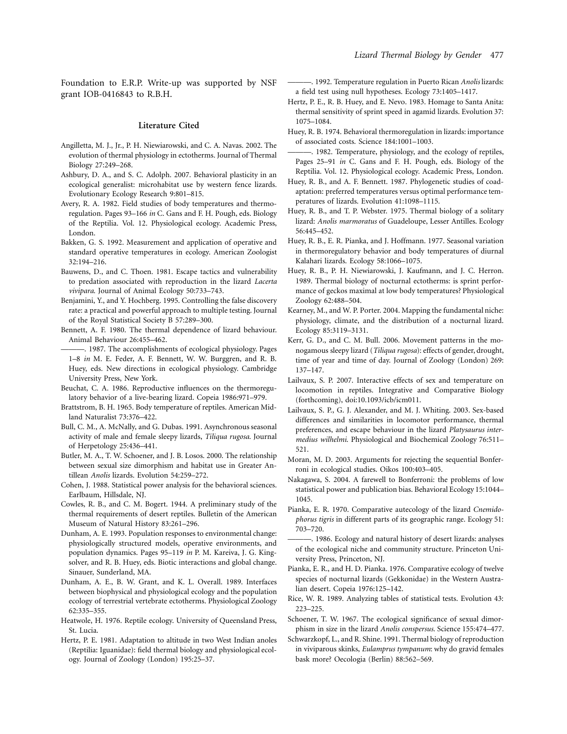Foundation to E.R.P. Write-up was supported by NSF grant IOB-0416843 to R.B.H.

## Literature Cited

Angilletta, M. J., Jr., P. H. Niewiarowski, and C. A. Navas. 2002. The evolution of thermal physiology in ectotherms. Journal of Thermal Biology 27:249–268.

Ashbury, D. A., and S. C. Adolph. 2007. Behavioral plasticity in an ecological generalist: microhabitat use by western fence lizards. Evolutionary Ecology Research 9:801–815.

Avery, R. A. 1982. Field studies of body temperatures and thermoregulation. Pages 93–166 *in* C. Gans and F. H. Pough, eds. Biology of the Reptilia. Vol. 12. Physiological ecology. Academic Press, London.

Bakken, G. S. 1992. Measurement and application of operative and standard operative temperatures in ecology. American Zoologist 32:194–216.

Bauwens, D., and C. Thoen. 1981. Escape tactics and vulnerability to predation associated with reproduction in the lizard *Lacerta vivipara*. Journal of Animal Ecology 50:733–743.

Benjamini, Y., and Y. Hochberg. 1995. Controlling the false discovery rate: a practical and powerful approach to multiple testing. Journal of the Royal Statistical Society B 57:289–300.

Bennett, A. F. 1980. The thermal dependence of lizard behaviour. Animal Behaviour 26:455–462.

———. 1987. The accomplishments of ecological physiology. Pages 1–8 *in* M. E. Feder, A. F. Bennett, W. W. Burggren, and R. B. Huey, eds. New directions in ecological physiology. Cambridge University Press, New York.

Beuchat, C. A. 1986. Reproductive influences on the thermoregulatory behavior of a live-bearing lizard. Copeia 1986:971–979.

Brattstrom, B. H. 1965. Body temperature of reptiles. American Midland Naturalist 73:376–422.

Bull, C. M., A. McNally, and G. Dubas. 1991. Asynchronous seasonal activity of male and female sleepy lizards, *Tiliqua rugosa*. Journal of Herpetology 25:436–441.

Butler, M. A., T. W. Schoener, and J. B. Losos. 2000. The relationship between sexual size dimorphism and habitat use in Greater Antillean *Anolis* lizards. Evolution 54:259–272.

Cohen, J. 1988. Statistical power analysis for the behavioral sciences. Earlbaum, Hillsdale, NJ.

Cowles, R. B., and C. M. Bogert. 1944. A preliminary study of the thermal requirements of desert reptiles. Bulletin of the American Museum of Natural History 83:261–296.

Dunham, A. E. 1993. Population responses to environmental change: physiologically structured models, operative environments, and population dynamics. Pages 95–119 *in* P. M. Kareiva, J. G. Kingsolver, and R. B. Huey, eds. Biotic interactions and global change. Sinauer, Sunderland, MA.

Dunham, A. E., B. W. Grant, and K. L. Overall. 1989. Interfaces between biophysical and physiological ecology and the population ecology of terrestrial vertebrate ectotherms. Physiological Zoology 62:335–355.

Heatwole, H. 1976. Reptile ecology. University of Queensland Press, St. Lucia.

Hertz, P. E. 1981. Adaptation to altitude in two West Indian anoles (Reptilia: Iguanidae): field thermal biology and physiological ecology. Journal of Zoology (London) 195:25–37.

———. 1992. Temperature regulation in Puerto Rican *Anolis* lizards: a field test using null hypotheses. Ecology 73:1405–1417.

Hertz, P. E., R. B. Huey, and E. Nevo. 1983. Homage to Santa Anita: thermal sensitivity of sprint speed in agamid lizards. Evolution 37: 1075–1084.

Huey, R. B. 1974. Behavioral thermoregulation in lizards: importance of associated costs. Science 184:1001–1003.

———. 1982. Temperature, physiology, and the ecology of reptiles, Pages 25–91 *in* C. Gans and F. H. Pough, eds. Biology of the Reptilia. Vol. 12. Physiological ecology. Academic Press, London.

Huey, R. B., and A. F. Bennett. 1987. Phylogenetic studies of coadaptation: preferred temperatures versus optimal performance temperatures of lizards. Evolution 41:1098–1115.

Huey, R. B., and T. P. Webster. 1975. Thermal biology of a solitary lizard: *Anolis marmoratus* of Guadeloupe, Lesser Antilles. Ecology 56:445–452.

Huey, R. B., E. R. Pianka, and J. Hoffmann. 1977. Seasonal variation in thermoregulatory behavior and body temperatures of diurnal Kalahari lizards. Ecology 58:1066–1075.

Huey, R. B., P. H. Niewiarowski, J. Kaufmann, and J. C. Herron. 1989. Thermal biology of nocturnal ectotherms: is sprint performance of geckos maximal at low body temperatures? Physiological Zoology 62:488–504.

Kearney, M., and W. P. Porter. 2004. Mapping the fundamental niche: physiology, climate, and the distribution of a nocturnal lizard. Ecology 85:3119–3131.

Kerr, G. D., and C. M. Bull. 2006. Movement patterns in the monogamous sleepy lizard (*Tiliqua rugosa*): effects of gender, drought, time of year and time of day. Journal of Zoology (London) 269: 137–147.

Lailvaux, S. P. 2007. Interactive effects of sex and temperature on locomotion in reptiles. Integrative and Comparative Biology (forthcoming), doi:10.1093/icb/icm011.

Lailvaux, S. P., G. J. Alexander, and M. J. Whiting. 2003. Sex-based differences and similarities in locomotor performance, thermal preferences, and escape behaviour in the lizard *Platysaurus intermedius wilhelmi*. Physiological and Biochemical Zoology 76:511–521.

Moran, M. D. 2003. Arguments for rejecting the sequential Bonferroni in ecological studies. Oikos 100:403–405.

Nakagawa, S. 2004. A farewell to Bonferroni: the problems of low statistical power and publication bias. Behavioral Ecology 15:1044–1045.

Pianka, E. R. 1970. Comparative autecology of the lizard *Cnemidophorus tigris* in different parts of its geographic range. Ecology 51: 703–720.

———. 1986. Ecology and natural history of desert lizards: analyses of the ecological niche and community structure. Princeton University Press, Princeton, NJ.

Pianka, E. R., and H. D. Pianka. 1976. Comparative ecology of twelve species of nocturnal lizards (Gekkonidae) in the Western Australian desert. Copeia 1976:125–142.

Rice, W. R. 1989. Analyzing tables of statistical tests. Evolution 43: 223–225.

Schoener, T. W. 1967. The ecological significance of sexual dimorphism in size in the lizard *Anolis conspersus*. Science 155:474–477.

Schwarzkopf, L., and R. Shine. 1991. Thermal biology of reproduction in viviparous skinks, *Eulamprus tympanum*: why do gravid females bask more? Oecologia (Berlin) 88:562–569.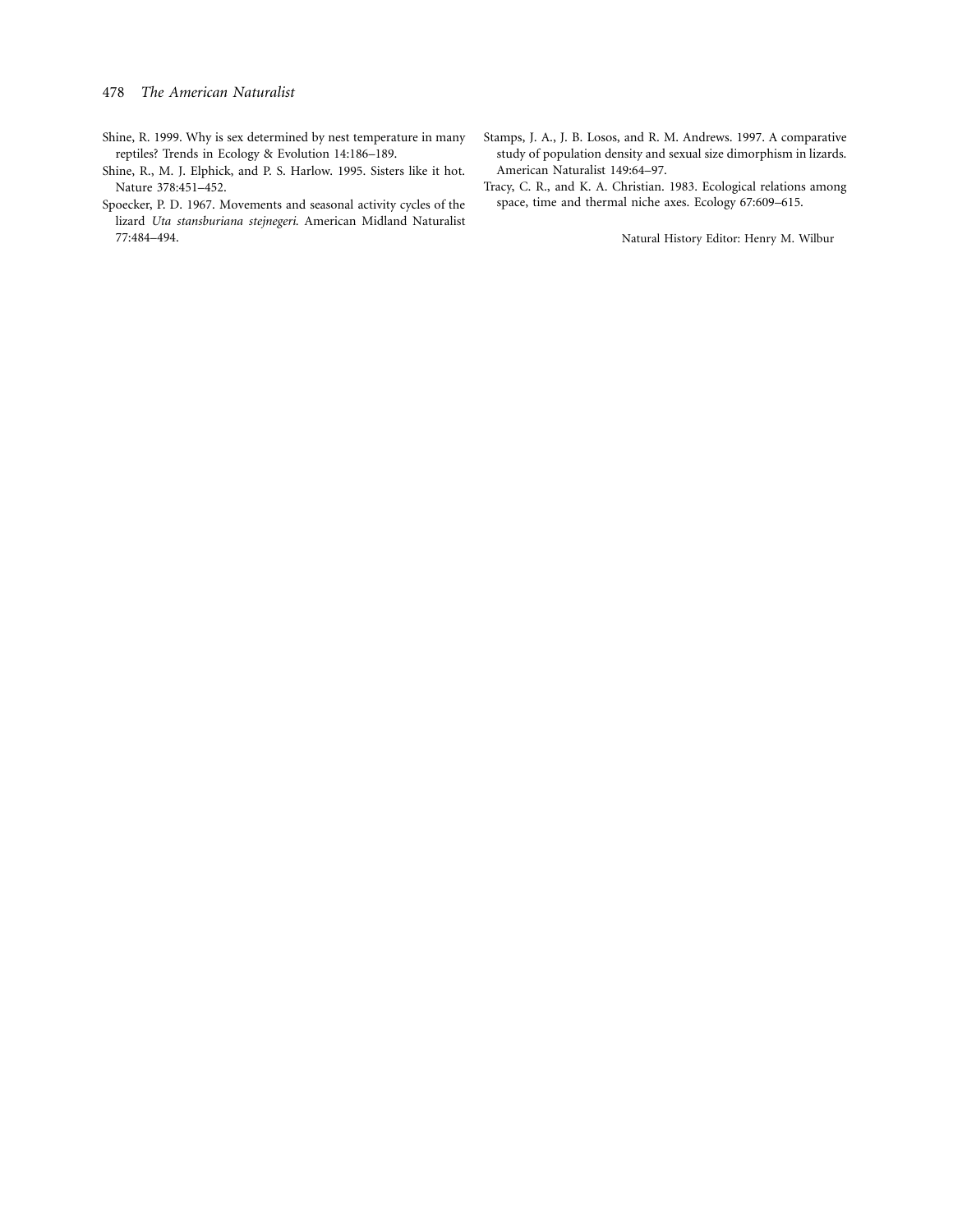Shine, R. 1999. Why is sex determined by nest temperature in many reptiles? Trends in Ecology & Evolution 14:186–189.

Shine, R., M. J. Elphick, and P. S. Harlow. 1995. Sisters like it hot. Nature 378:451–452.

Spoecker, P. D. 1967. Movements and seasonal activity cycles of the lizard *Uta stansburiana stejnegeri*. American Midland Naturalist 77:484–494.

Stamps, J. A., J. B. Losos, and R. M. Andrews. 1997. A comparative study of population density and sexual size dimorphism in lizards. American Naturalist 149:64–97.

Tracy, C. R., and K. A. Christian. 1983. Ecological relations among space, time and thermal niche axes. Ecology 67:609–615.

Natural History Editor: Henry M. Wilbur